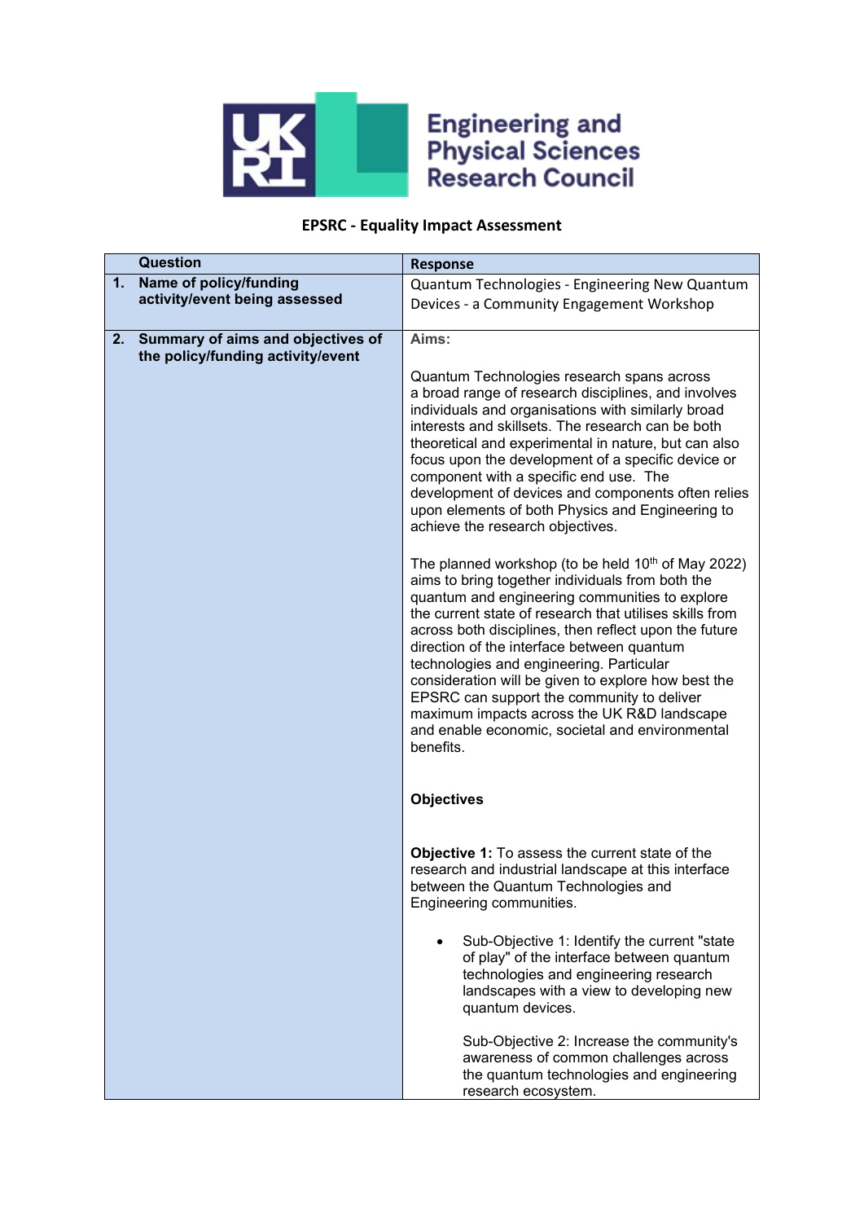Engineering and Physical Sciences Research Council

# EPSRC - Equality Impact Assessment

| | Question | Response |
|---|---|---|
| 1. | Name of policy/funding activity/event being assessed | Quantum Technologies - Engineering New Quantum Devices - a Community Engagement Workshop |
| 2. | Summary of aims and objectives of the policy/funding activity/event | **Aims:**<br><br>Quantum Technologies research spans across a broad range of research disciplines, and involves individuals and organisations with similarly broad interests and skillsets. The research can be both theoretical and experimental in nature, but can also focus upon the development of a specific device or component with a specific end use. The development of devices and components often relies upon elements of both Physics and Engineering to achieve the research objectives.<br><br>The planned workshop (to be held 10th of May 2022) aims to bring together individuals from both the quantum and engineering communities to explore the current state of research that utilises skills from across both disciplines, then reflect upon the future direction of the interface between quantum technologies and engineering. Particular consideration will be given to explore how best the EPSRC can support the community to deliver maximum impacts across the UK R&D landscape and enable economic, societal and environmental benefits.<br><br>**Objectives**<br><br>**Objective 1:** To assess the current state of the research and industrial landscape at this interface between the Quantum Technologies and Engineering communities.<br><br>• Sub-Objective 1: Identify the current "state of play" of the interface between quantum technologies and engineering research landscapes with a view to developing new quantum devices.<br><br>Sub-Objective 2: Increase the community's awareness of common challenges across the quantum technologies and engineering research ecosystem. |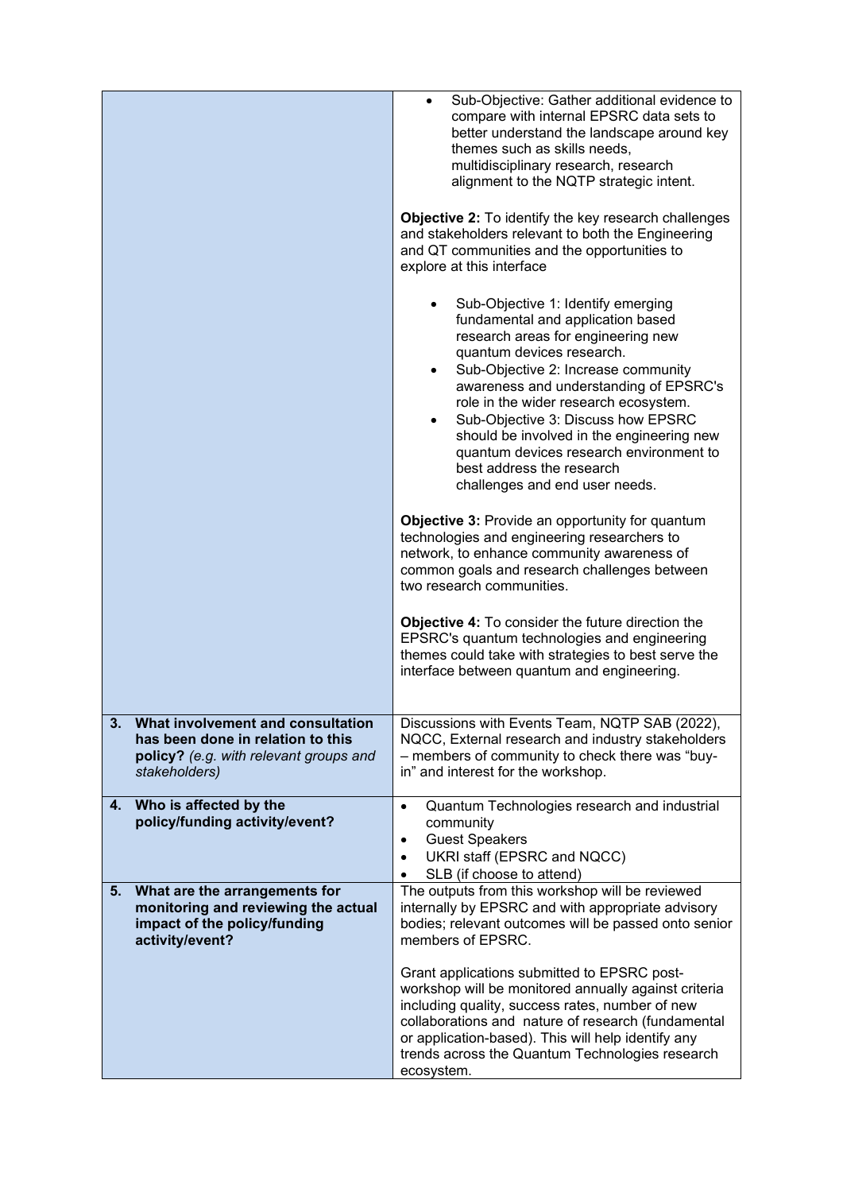| | |
|---|---|
| | • Sub-Objective: Gather additional evidence to compare with internal EPSRC data sets to better understand the landscape around key themes such as skills needs, multidisciplinary research, research alignment to the NQTP strategic intent.<br><br>**Objective 2:** To identify the key research challenges and stakeholders relevant to both the Engineering and QT communities and the opportunities to explore at this interface<br><br>• Sub-Objective 1: Identify emerging fundamental and application based research areas for engineering new quantum devices research.<br>• Sub-Objective 2: Increase community awareness and understanding of EPSRC's role in the wider research ecosystem.<br>• Sub-Objective 3: Discuss how EPSRC should be involved in the engineering new quantum devices research environment to best address the research challenges and end user needs.<br><br>**Objective 3:** Provide an opportunity for quantum technologies and engineering researchers to network, to enhance community awareness of common goals and research challenges between two research communities.<br><br>**Objective 4:** To consider the future direction the EPSRC's quantum technologies and engineering themes could take with strategies to best serve the interface between quantum and engineering. |
| **3. What involvement and consultation has been done in relation to this policy?** *(e.g. with relevant groups and stakeholders)* | Discussions with Events Team, NQTP SAB (2022), NQCC, External research and industry stakeholders – members of community to check there was "buy-in" and interest for the workshop. |
| **4. Who is affected by the policy/funding activity/event?** | • Quantum Technologies research and industrial community<br>• Guest Speakers<br>• UKRI staff (EPSRC and NQCC)<br>• SLB (if choose to attend) |
| **5. What are the arrangements for monitoring and reviewing the actual impact of the policy/funding activity/event?** | The outputs from this workshop will be reviewed internally by EPSRC and with appropriate advisory bodies; relevant outcomes will be passed onto senior members of EPSRC.<br><br>Grant applications submitted to EPSRC post-workshop will be monitored annually against criteria including quality, success rates, number of new collaborations and nature of research (fundamental or application-based). This will help identify any trends across the Quantum Technologies research ecosystem. |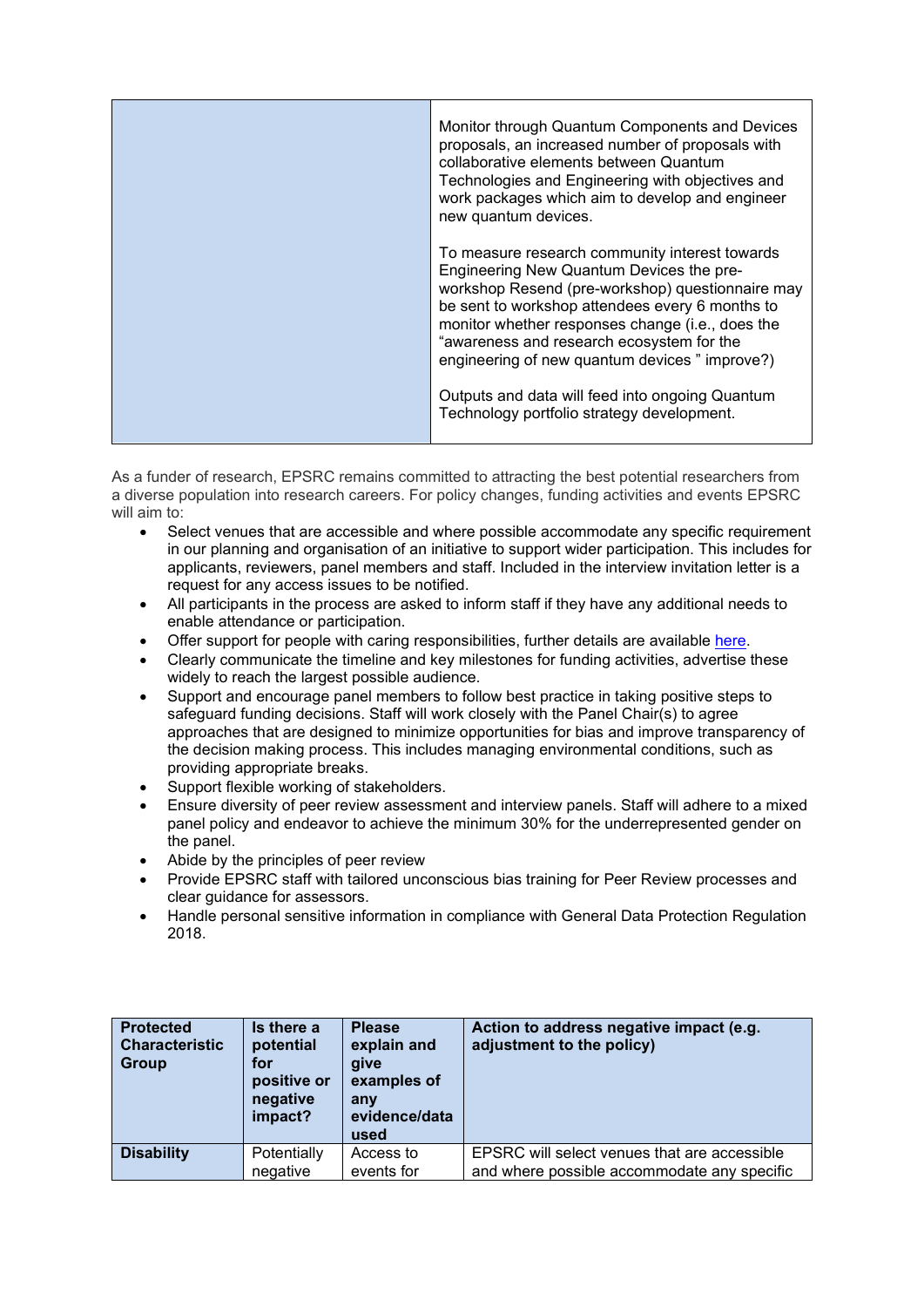| | |
|---|---|
| | Monitor through Quantum Components and Devices proposals, an increased number of proposals with collaborative elements between Quantum Technologies and Engineering with objectives and work packages which aim to develop and engineer new quantum devices.<br><br>To measure research community interest towards Engineering New Quantum Devices the pre-workshop Resend (pre-workshop) questionnaire may be sent to workshop attendees every 6 months to monitor whether responses change (i.e., does the "awareness and research ecosystem for the engineering of new quantum devices " improve?)<br><br>Outputs and data will feed into ongoing Quantum Technology portfolio strategy development. |

As a funder of research, EPSRC remains committed to attracting the best potential researchers from a diverse population into research careers. For policy changes, funding activities and events EPSRC will aim to:

- Select venues that are accessible and where possible accommodate any specific requirement in our planning and organisation of an initiative to support wider participation. This includes for applicants, reviewers, panel members and staff. Included in the interview invitation letter is a request for any access issues to be notified.
- All participants in the process are asked to inform staff if they have any additional needs to enable attendance or participation.
- Offer support for people with caring responsibilities, further details are available here.
- Clearly communicate the timeline and key milestones for funding activities, advertise these widely to reach the largest possible audience.
- Support and encourage panel members to follow best practice in taking positive steps to safeguard funding decisions. Staff will work closely with the Panel Chair(s) to agree approaches that are designed to minimize opportunities for bias and improve transparency of the decision making process. This includes managing environmental conditions, such as providing appropriate breaks.
- Support flexible working of stakeholders.
- Ensure diversity of peer review assessment and interview panels. Staff will adhere to a mixed panel policy and endeavor to achieve the minimum 30% for the underrepresented gender on the panel.
- Abide by the principles of peer review
- Provide EPSRC staff with tailored unconscious bias training for Peer Review processes and clear guidance for assessors.
- Handle personal sensitive information in compliance with General Data Protection Regulation 2018.

| Protected Characteristic Group | Is there a potential for positive or negative impact? | Please explain and give examples of any evidence/data used | Action to address negative impact (e.g. adjustment to the policy) |
|---|---|---|---|
| **Disability** | Potentially negative | Access to events for | EPSRC will select venues that are accessible and where possible accommodate any specific |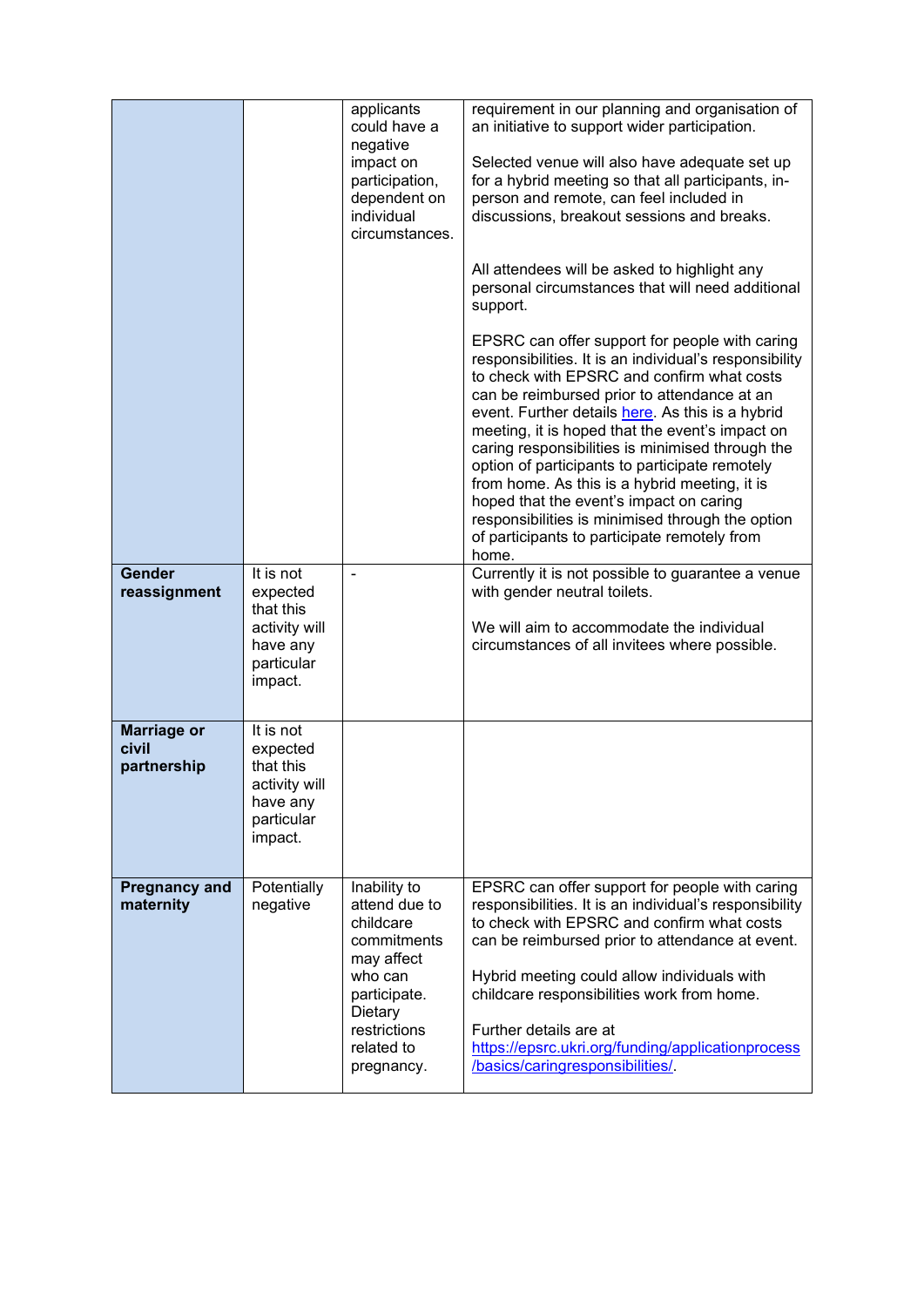| | | | |
|---|---|---|---|
| | | applicants could have a negative impact on participation, dependent on individual circumstances. | requirement in our planning and organisation of an initiative to support wider participation.<br><br>Selected venue will also have adequate set up for a hybrid meeting so that all participants, in-person and remote, can feel included in discussions, breakout sessions and breaks.<br><br>All attendees will be asked to highlight any personal circumstances that will need additional support.<br><br>EPSRC can offer support for people with caring responsibilities. It is an individual's responsibility to check with EPSRC and confirm what costs can be reimbursed prior to attendance at an event. Further details [here](). As this is a hybrid meeting, it is hoped that the event's impact on caring responsibilities is minimised through the option of participants to participate remotely from home. As this is a hybrid meeting, it is hoped that the event's impact on caring responsibilities is minimised through the option of participants to participate remotely from home. |
| **Gender reassignment** | It is not expected that this activity will have any particular impact. | - | Currently it is not possible to guarantee a venue with gender neutral toilets.<br><br>We will aim to accommodate the individual circumstances of all invitees where possible. |
| **Marriage or civil partnership** | It is not expected that this activity will have any particular impact. | | |
| **Pregnancy and maternity** | Potentially negative | Inability to attend due to childcare commitments may affect who can participate. Dietary restrictions related to pregnancy. | EPSRC can offer support for people with caring responsibilities. It is an individual's responsibility to check with EPSRC and confirm what costs can be reimbursed prior to attendance at event.<br><br>Hybrid meeting could allow individuals with childcare responsibilities work from home.<br><br>Further details are at https://epsrc.ukri.org/funding/applicationprocess/basics/caringresponsibilities/. |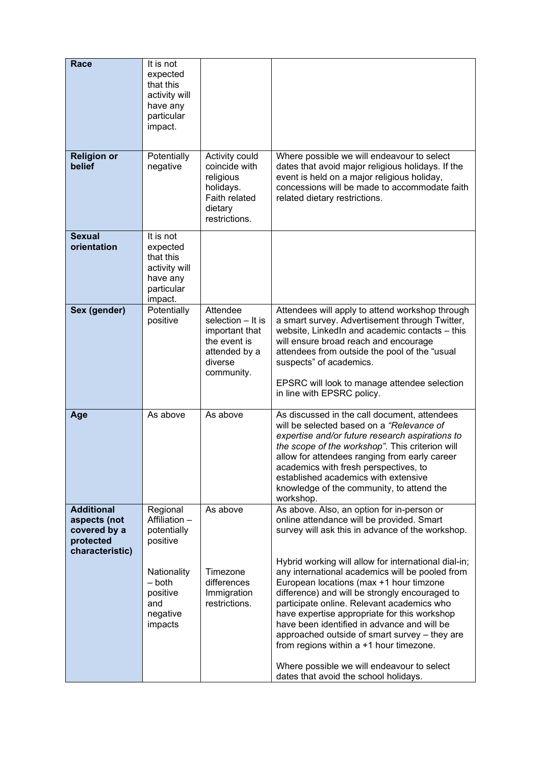| **Race** | It is not expected that this activity will have any particular impact. | | |
|---|---|---|---|
| **Religion or belief** | Potentially negative | Activity could coincide with religious holidays. Faith related dietary restrictions. | Where possible we will endeavour to select dates that avoid major religious holidays. If the event is held on a major religious holiday, concessions will be made to accommodate faith related dietary restrictions. |
| **Sexual orientation** | It is not expected that this activity will have any particular impact. | | |
| **Sex (gender)** | Potentially positive | Attendee selection – It is important that the event is attended by a diverse community. | Attendees will apply to attend workshop through a smart survey. Advertisement through Twitter, website, LinkedIn and academic contacts – this will ensure broad reach and encourage attendees from outside the pool of the "usual suspects" of academics.<br><br>EPSRC will look to manage attendee selection in line with EPSRC policy. |
| **Age** | As above | As above | As discussed in the call document, attendees will be selected based on a *"Relevance of expertise and/or future research aspirations to the scope of the workshop".* This criterion will allow for attendees ranging from early career academics with fresh perspectives, to established academics with extensive knowledge of the community, to attend the workshop. |
| **Additional aspects (not covered by a protected characteristic)** | Regional Affiliation – potentially positive<br><br>Nationality – both positive and negative impacts | As above<br><br>Timezone differences Immigration restrictions. | As above. Also, an option for in-person or online attendance will be provided. Smart survey will ask this in advance of the workshop.<br><br>Hybrid working will allow for international dial-in; any international academics will be pooled from European locations (max +1 hour timzone difference) and will be strongly encouraged to participate online. Relevant academics who have expertise appropriate for this workshop have been identified in advance and will be approached outside of smart survey – they are from regions within a +1 hour timezone.<br><br>Where possible we will endeavour to select dates that avoid the school holidays. |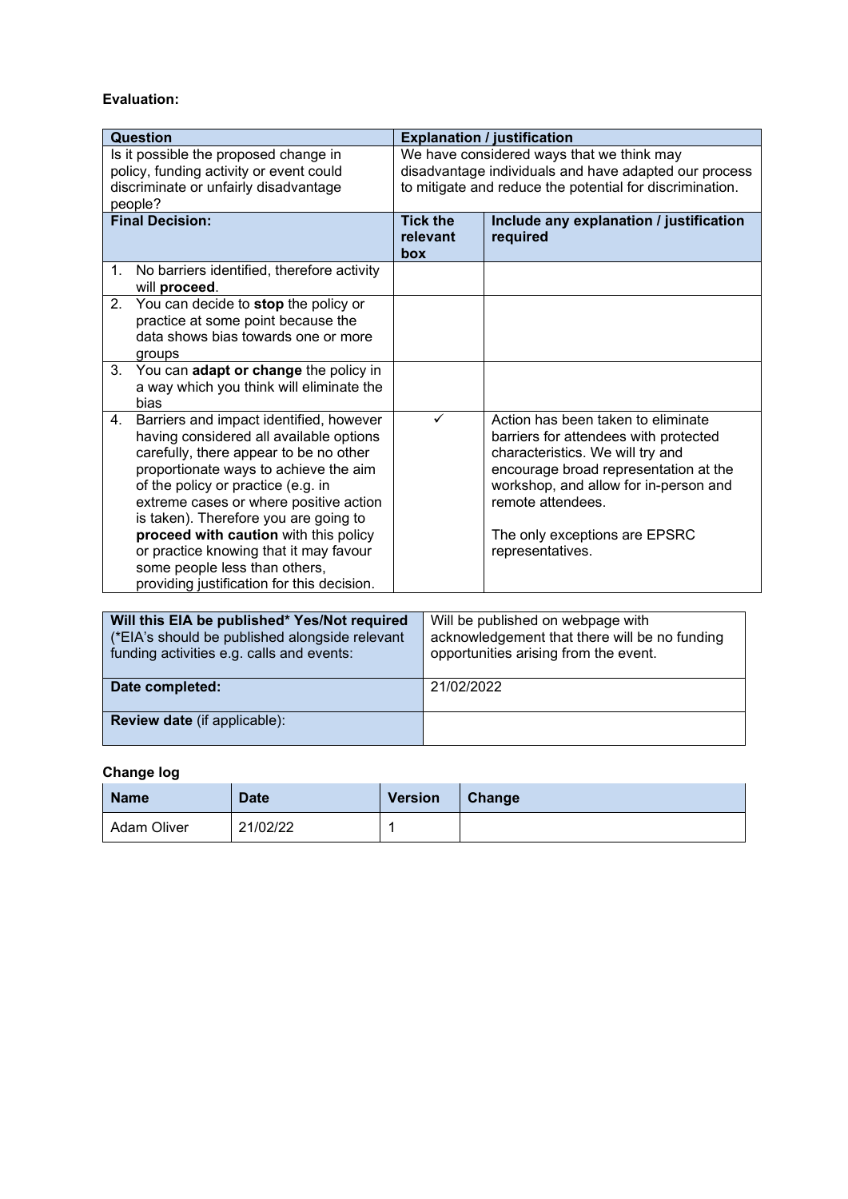**Evaluation:**

| Question | Explanation / justification | |
|---|---|---|
| Is it possible the proposed change in policy, funding activity or event could discriminate or unfairly disadvantage people? | We have considered ways that we think may disadvantage individuals and have adapted our process to mitigate and reduce the potential for discrimination. | |
| **Final Decision:** | **Tick the relevant box** | **Include any explanation / justification required** |
| 1. No barriers identified, therefore activity will **proceed**. | | |
| 2. You can decide to **stop** the policy or practice at some point because the data shows bias towards one or more groups | | |
| 3. You can **adapt or change** the policy in a way which you think will eliminate the bias | | |
| 4. Barriers and impact identified, however having considered all available options carefully, there appear to be no other proportionate ways to achieve the aim of the policy or practice (e.g. in extreme cases or where positive action is taken). Therefore you are going to **proceed with caution** with this policy or practice knowing that it may favour some people less than others, providing justification for this decision. | ✓ | Action has been taken to eliminate barriers for attendees with protected characteristics. We will try and encourage broad representation at the workshop, and allow for in-person and remote attendees.<br><br>The only exceptions are EPSRC representatives. |

| | |
|---|---|
| **Will this EIA be published\* Yes/Not required** (\*EIA's should be published alongside relevant funding activities e.g. calls and events: | Will be published on webpage with acknowledgement that there will be no funding opportunities arising from the event. |
| **Date completed:** | 21/02/2022 |
| **Review date** (if applicable): | |

**Change log**

| Name | Date | Version | Change |
|---|---|---|---|
| Adam Oliver | 21/02/22 | 1 | |